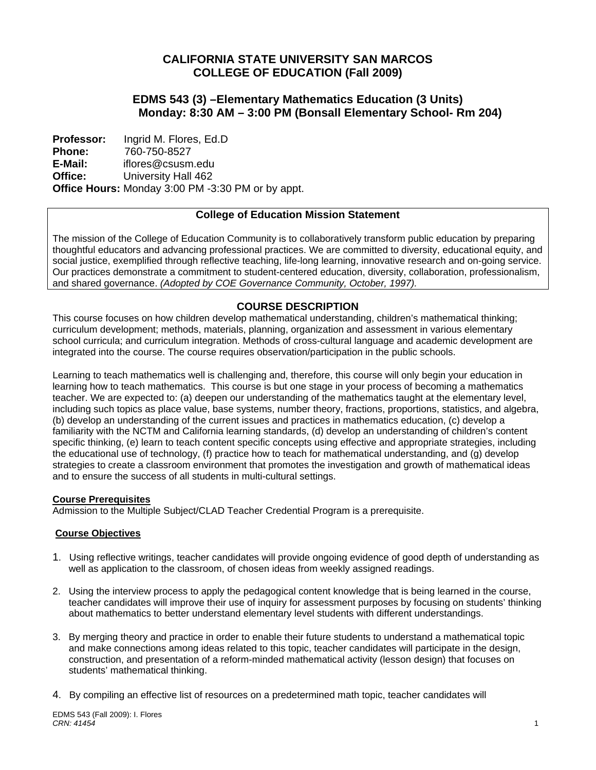# CALIFORNIA STATE UNIVERSITY SAN MARCOS
# COLLEGE OF EDUCATION (Fall 2009)

## EDMS 543 (3) –Elementary Mathematics Education (3 Units)
## Monday: 8:30 AM – 3:00 PM (Bonsall Elementary School- Rm 204)

**Professor:** Ingrid M. Flores, Ed.D
**Phone:** 760-750-8527
**E-Mail:** iflores@csusm.edu
**Office:** University Hall 462
**Office Hours:** Monday 3:00 PM -3:30 PM or by appt.

### College of Education Mission Statement

The mission of the College of Education Community is to collaboratively transform public education by preparing thoughtful educators and advancing professional practices. We are committed to diversity, educational equity, and social justice, exemplified through reflective teaching, life-long learning, innovative research and on-going service. Our practices demonstrate a commitment to student-centered education, diversity, collaboration, professionalism, and shared governance. *(Adopted by COE Governance Community, October, 1997).*

## COURSE DESCRIPTION

This course focuses on how children develop mathematical understanding, children's mathematical thinking; curriculum development; methods, materials, planning, organization and assessment in various elementary school curricula; and curriculum integration. Methods of cross-cultural language and academic development are integrated into the course. The course requires observation/participation in the public schools.

Learning to teach mathematics well is challenging and, therefore, this course will only begin your education in learning how to teach mathematics. This course is but one stage in your process of becoming a mathematics teacher. We are expected to: (a) deepen our understanding of the mathematics taught at the elementary level, including such topics as place value, base systems, number theory, fractions, proportions, statistics, and algebra, (b) develop an understanding of the current issues and practices in mathematics education, (c) develop a familiarity with the NCTM and California learning standards, (d) develop an understanding of children's content specific thinking, (e) learn to teach content specific concepts using effective and appropriate strategies, including the educational use of technology, (f) practice how to teach for mathematical understanding, and (g) develop strategies to create a classroom environment that promotes the investigation and growth of mathematical ideas and to ensure the success of all students in multi-cultural settings.

### Course Prerequisites

Admission to the Multiple Subject/CLAD Teacher Credential Program is a prerequisite.

### Course Objectives

1. Using reflective writings, teacher candidates will provide ongoing evidence of good depth of understanding as well as application to the classroom, of chosen ideas from weekly assigned readings.

2. Using the interview process to apply the pedagogical content knowledge that is being learned in the course, teacher candidates will improve their use of inquiry for assessment purposes by focusing on students' thinking about mathematics to better understand elementary level students with different understandings.

3. By merging theory and practice in order to enable their future students to understand a mathematical topic and make connections among ideas related to this topic, teacher candidates will participate in the design, construction, and presentation of a reform-minded mathematical activity (lesson design) that focuses on students' mathematical thinking.

4. By compiling an effective list of resources on a predetermined math topic, teacher candidates will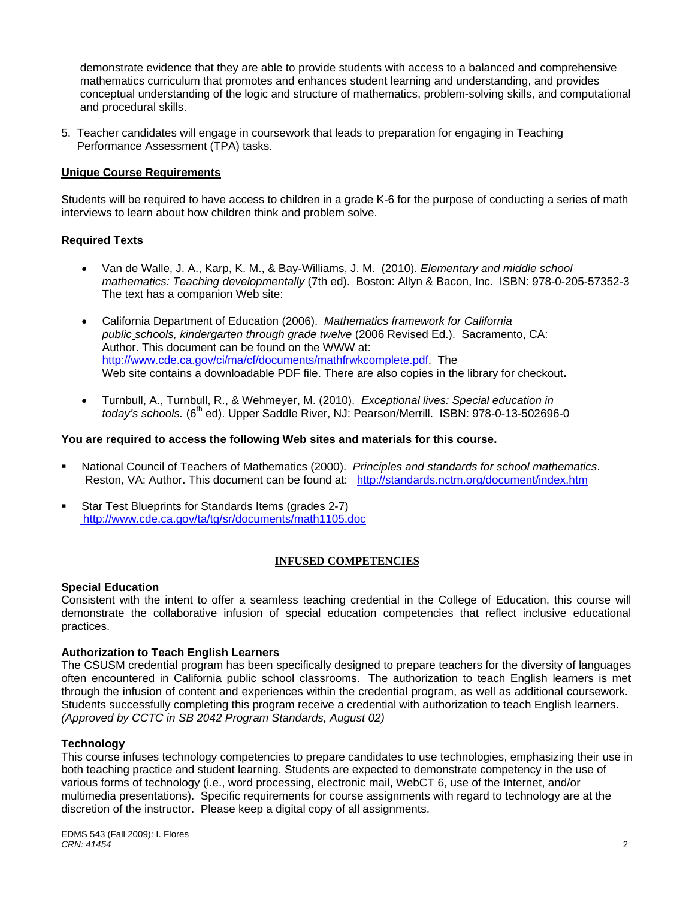demonstrate evidence that they are able to provide students with access to a balanced and comprehensive mathematics curriculum that promotes and enhances student learning and understanding, and provides conceptual understanding of the logic and structure of mathematics, problem-solving skills, and computational and procedural skills.

5. Teacher candidates will engage in coursework that leads to preparation for engaging in Teaching Performance Assessment (TPA) tasks.

**Unique Course Requirements**

Students will be required to have access to children in a grade K-6 for the purpose of conducting a series of math interviews to learn about how children think and problem solve.

**Required Texts**

- Van de Walle, J. A., Karp, K. M., & Bay-Williams, J. M. (2010). *Elementary and middle school mathematics: Teaching developmentally* (7th ed). Boston: Allyn & Bacon, Inc. ISBN: 978-0-205-57352-3 The text has a companion Web site:

- California Department of Education (2006). *Mathematics framework for California public schools, kindergarten through grade twelve* (2006 Revised Ed.). Sacramento, CA: Author. This document can be found on the WWW at: http://www.cde.ca.gov/ci/ma/cf/documents/mathfrwkcomplete.pdf. The Web site contains a downloadable PDF file. There are also copies in the library for checkout**.**

- Turnbull, A., Turnbull, R., & Wehmeyer, M. (2010). *Exceptional lives: Special education in today's schools.* (6th ed). Upper Saddle River, NJ: Pearson/Merrill. ISBN: 978-0-13-502696-0

**You are required to access the following Web sites and materials for this course.**

- National Council of Teachers of Mathematics (2000). *Principles and standards for school mathematics*. Reston, VA: Author. This document can be found at: http://standards.nctm.org/document/index.htm
- Star Test Blueprints for Standards Items (grades 2-7) http://www.cde.ca.gov/ta/tg/sr/documents/math1105.doc

## INFUSED COMPETENCIES

**Special Education**
Consistent with the intent to offer a seamless teaching credential in the College of Education, this course will demonstrate the collaborative infusion of special education competencies that reflect inclusive educational practices.

**Authorization to Teach English Learners**
The CSUSM credential program has been specifically designed to prepare teachers for the diversity of languages often encountered in California public school classrooms. The authorization to teach English learners is met through the infusion of content and experiences within the credential program, as well as additional coursework. Students successfully completing this program receive a credential with authorization to teach English learners. *(Approved by CCTC in SB 2042 Program Standards, August 02)*

**Technology**
This course infuses technology competencies to prepare candidates to use technologies, emphasizing their use in both teaching practice and student learning. Students are expected to demonstrate competency in the use of various forms of technology (i.e., word processing, electronic mail, WebCT 6, use of the Internet, and/or multimedia presentations). Specific requirements for course assignments with regard to technology are at the discretion of the instructor. Please keep a digital copy of all assignments.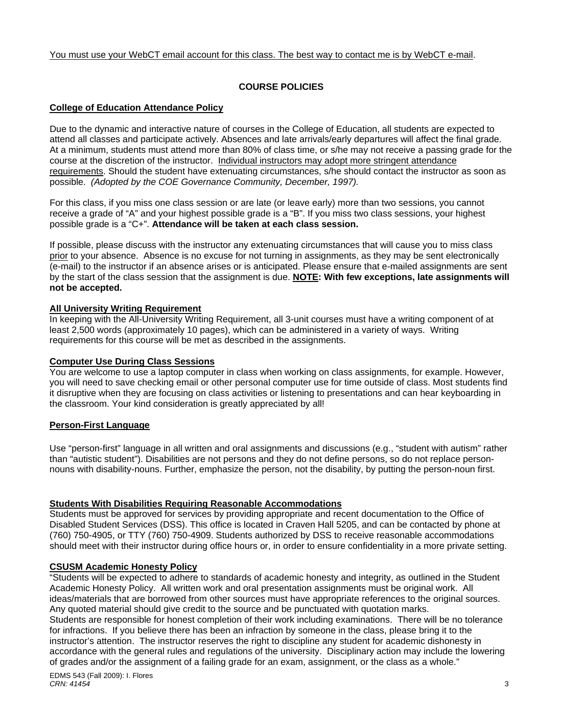You must use your WebCT email account for this class. The best way to contact me is by WebCT e-mail.

## COURSE POLICIES

### College of Education Attendance Policy

Due to the dynamic and interactive nature of courses in the College of Education, all students are expected to attend all classes and participate actively. Absences and late arrivals/early departures will affect the final grade. At a minimum, students must attend more than 80% of class time, or s/he may not receive a passing grade for the course at the discretion of the instructor. Individual instructors may adopt more stringent attendance requirements. Should the student have extenuating circumstances, s/he should contact the instructor as soon as possible. *(Adopted by the COE Governance Community, December, 1997).*

For this class, if you miss one class session or are late (or leave early) more than two sessions, you cannot receive a grade of "A" and your highest possible grade is a "B". If you miss two class sessions, your highest possible grade is a "C+". **Attendance will be taken at each class session.**

If possible, please discuss with the instructor any extenuating circumstances that will cause you to miss class prior to your absence. Absence is no excuse for not turning in assignments, as they may be sent electronically (e-mail) to the instructor if an absence arises or is anticipated. Please ensure that e-mailed assignments are sent by the start of the class session that the assignment is due. **NOTE: With few exceptions, late assignments will not be accepted.**

### All University Writing Requirement

In keeping with the All-University Writing Requirement, all 3-unit courses must have a writing component of at least 2,500 words (approximately 10 pages), which can be administered in a variety of ways. Writing requirements for this course will be met as described in the assignments.

### Computer Use During Class Sessions

You are welcome to use a laptop computer in class when working on class assignments, for example. However, you will need to save checking email or other personal computer use for time outside of class. Most students find it disruptive when they are focusing on class activities or listening to presentations and can hear keyboarding in the classroom. Your kind consideration is greatly appreciated by all!

### Person-First Language

Use "person-first" language in all written and oral assignments and discussions (e.g., "student with autism" rather than "autistic student"). Disabilities are not persons and they do not define persons, so do not replace person-nouns with disability-nouns. Further, emphasize the person, not the disability, by putting the person-noun first.

### Students With Disabilities Requiring Reasonable Accommodations

Students must be approved for services by providing appropriate and recent documentation to the Office of Disabled Student Services (DSS). This office is located in Craven Hall 5205, and can be contacted by phone at (760) 750-4905, or TTY (760) 750-4909. Students authorized by DSS to receive reasonable accommodations should meet with their instructor during office hours or, in order to ensure confidentiality in a more private setting.

### CSUSM Academic Honesty Policy

"Students will be expected to adhere to standards of academic honesty and integrity, as outlined in the Student Academic Honesty Policy. All written work and oral presentation assignments must be original work. All ideas/materials that are borrowed from other sources must have appropriate references to the original sources. Any quoted material should give credit to the source and be punctuated with quotation marks.

Students are responsible for honest completion of their work including examinations. There will be no tolerance for infractions. If you believe there has been an infraction by someone in the class, please bring it to the instructor's attention. The instructor reserves the right to discipline any student for academic dishonesty in accordance with the general rules and regulations of the university. Disciplinary action may include the lowering of grades and/or the assignment of a failing grade for an exam, assignment, or the class as a whole."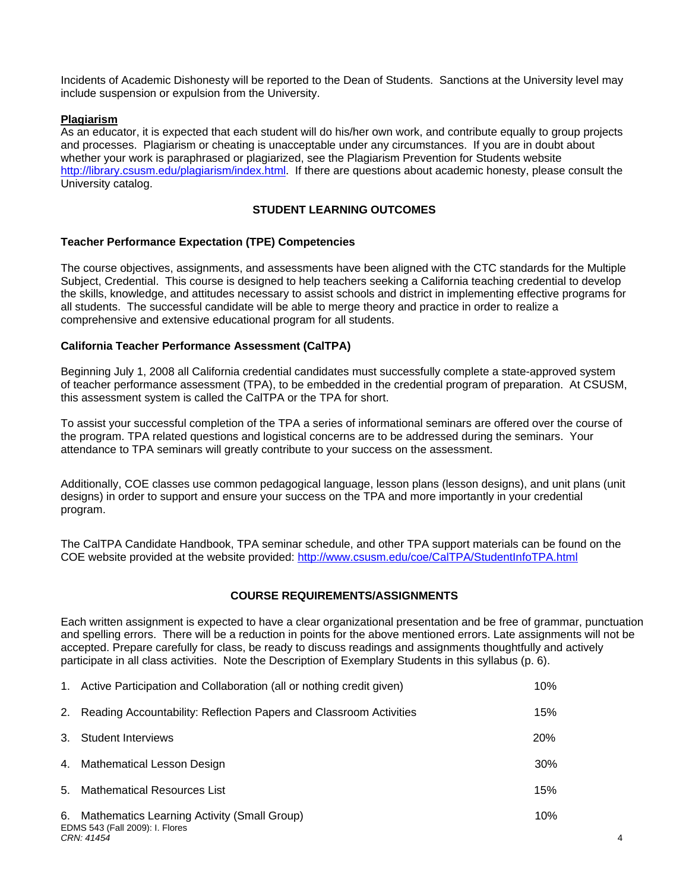Incidents of Academic Dishonesty will be reported to the Dean of Students. Sanctions at the University level may include suspension or expulsion from the University.

**Plagiarism**

As an educator, it is expected that each student will do his/her own work, and contribute equally to group projects and processes. Plagiarism or cheating is unacceptable under any circumstances. If you are in doubt about whether your work is paraphrased or plagiarized, see the Plagiarism Prevention for Students website http://library.csusm.edu/plagiarism/index.html. If there are questions about academic honesty, please consult the University catalog.

## STUDENT LEARNING OUTCOMES

### Teacher Performance Expectation (TPE) Competencies

The course objectives, assignments, and assessments have been aligned with the CTC standards for the Multiple Subject, Credential. This course is designed to help teachers seeking a California teaching credential to develop the skills, knowledge, and attitudes necessary to assist schools and district in implementing effective programs for all students. The successful candidate will be able to merge theory and practice in order to realize a comprehensive and extensive educational program for all students.

### California Teacher Performance Assessment (CalTPA)

Beginning July 1, 2008 all California credential candidates must successfully complete a state-approved system of teacher performance assessment (TPA), to be embedded in the credential program of preparation. At CSUSM, this assessment system is called the CalTPA or the TPA for short.

To assist your successful completion of the TPA a series of informational seminars are offered over the course of the program. TPA related questions and logistical concerns are to be addressed during the seminars. Your attendance to TPA seminars will greatly contribute to your success on the assessment.

Additionally, COE classes use common pedagogical language, lesson plans (lesson designs), and unit plans (unit designs) in order to support and ensure your success on the TPA and more importantly in your credential program.

The CalTPA Candidate Handbook, TPA seminar schedule, and other TPA support materials can be found on the COE website provided at the website provided: http://www.csusm.edu/coe/CalTPA/StudentInfoTPA.html

## COURSE REQUIREMENTS/ASSIGNMENTS

Each written assignment is expected to have a clear organizational presentation and be free of grammar, punctuation and spelling errors. There will be a reduction in points for the above mentioned errors. Late assignments will not be accepted. Prepare carefully for class, be ready to discuss readings and assignments thoughtfully and actively participate in all class activities. Note the Description of Exemplary Students in this syllabus (p. 6).

| | |
|---|---|
| 1. Active Participation and Collaboration (all or nothing credit given) | 10% |
| 2. Reading Accountability: Reflection Papers and Classroom Activities | 15% |
| 3. Student Interviews | 20% |
| 4. Mathematical Lesson Design | 30% |
| 5. Mathematical Resources List | 15% |
| 6. Mathematics Learning Activity (Small Group) | 10% |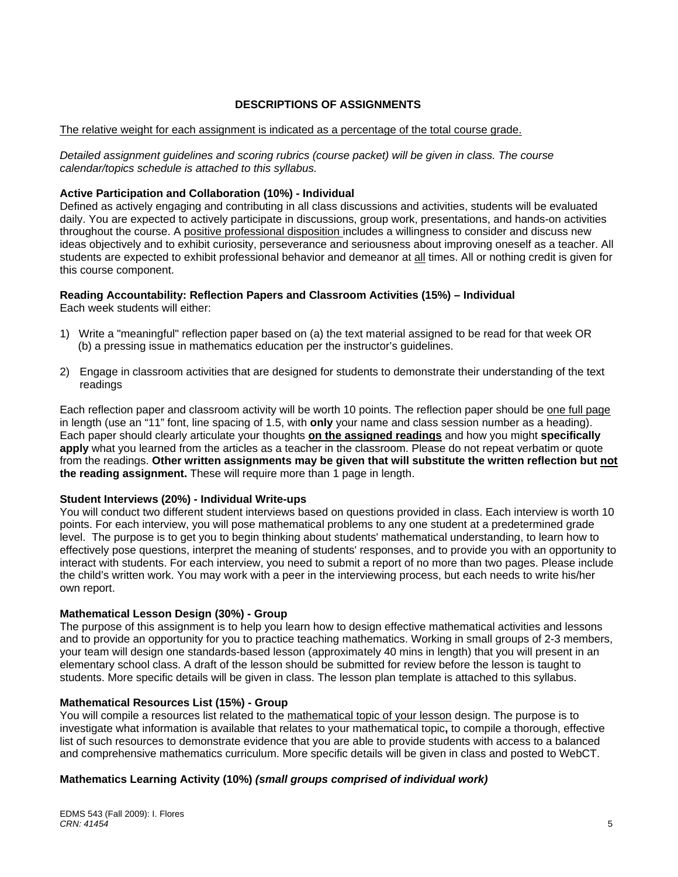## DESCRIPTIONS OF ASSIGNMENTS

<u>The relative weight for each assignment is indicated as a percentage of the total course grade.</u>

*Detailed assignment guidelines and scoring rubrics (course packet) will be given in class. The course calendar/topics schedule is attached to this syllabus.*

**Active Participation and Collaboration (10%) - Individual**

Defined as actively engaging and contributing in all class discussions and activities, students will be evaluated daily. You are expected to actively participate in discussions, group work, presentations, and hands-on activities throughout the course. A <u>positive professional disposition</u> includes a willingness to consider and discuss new ideas objectively and to exhibit curiosity, perseverance and seriousness about improving oneself as a teacher. All students are expected to exhibit professional behavior and demeanor at <u>all</u> times. All or nothing credit is given for this course component.

**Reading Accountability: Reflection Papers and Classroom Activities (15%) – Individual**

Each week students will either:

1) Write a "meaningful" reflection paper based on (a) the text material assigned to be read for that week OR (b) a pressing issue in mathematics education per the instructor's guidelines.
2) Engage in classroom activities that are designed for students to demonstrate their understanding of the text readings

Each reflection paper and classroom activity will be worth 10 points. The reflection paper should be <u>one full page</u> in length (use an "11" font, line spacing of 1.5, with **only** your name and class session number as a heading). Each paper should clearly articulate your thoughts **<u>on the assigned readings</u>** and how you might **specifically apply** what you learned from the articles as a teacher in the classroom. Please do not repeat verbatim or quote from the readings. **Other written assignments may be given that will substitute the written reflection but <u>not</u> the reading assignment.** These will require more than 1 page in length.

**Student Interviews (20%) - Individual Write-ups**

You will conduct two different student interviews based on questions provided in class. Each interview is worth 10 points. For each interview, you will pose mathematical problems to any one student at a predetermined grade level. The purpose is to get you to begin thinking about students' mathematical understanding, to learn how to effectively pose questions, interpret the meaning of students' responses, and to provide you with an opportunity to interact with students. For each interview, you need to submit a report of no more than two pages. Please include the child's written work. You may work with a peer in the interviewing process, but each needs to write his/her own report.

**Mathematical Lesson Design (30%) - Group**

The purpose of this assignment is to help you learn how to design effective mathematical activities and lessons and to provide an opportunity for you to practice teaching mathematics. Working in small groups of 2-3 members, your team will design one standards-based lesson (approximately 40 mins in length) that you will present in an elementary school class. A draft of the lesson should be submitted for review before the lesson is taught to students. More specific details will be given in class. The lesson plan template is attached to this syllabus.

**Mathematical Resources List (15%) - Group**

You will compile a resources list related to the <u>mathematical topic of your lesson</u> design. The purpose is to investigate what information is available that relates to your mathematical topic**,** to compile a thorough, effective list of such resources to demonstrate evidence that you are able to provide students with access to a balanced and comprehensive mathematics curriculum. More specific details will be given in class and posted to WebCT.

**Mathematics Learning Activity (10%) *(small groups comprised of individual work)***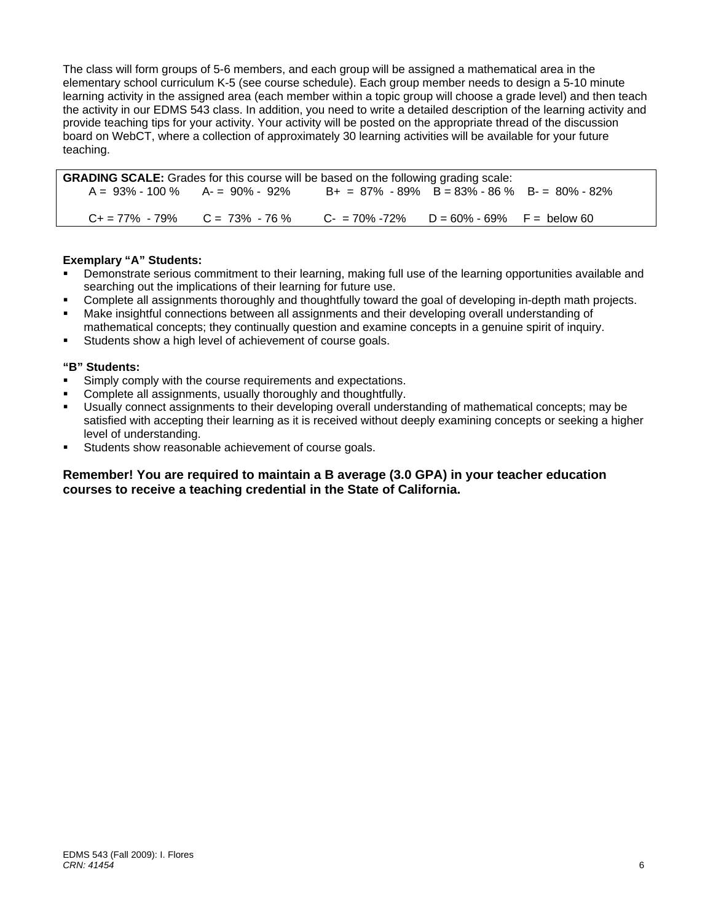The class will form groups of 5-6 members, and each group will be assigned a mathematical area in the elementary school curriculum K-5 (see course schedule). Each group member needs to design a 5-10 minute learning activity in the assigned area (each member within a topic group will choose a grade level) and then teach the activity in our EDMS 543 class. In addition, you need to write a detailed description of the learning activity and provide teaching tips for your activity. Your activity will be posted on the appropriate thread of the discussion board on WebCT, where a collection of approximately 30 learning activities will be available for your future teaching.

**GRADING SCALE:** Grades for this course will be based on the following grading scale:

| | | | | |
|---|---|---|---|---|
| A = 93% - 100 % | A- = 90% - 92% | B+ = 87% - 89% | B = 83% - 86 % | B- = 80% - 82% |
| C+ = 77% - 79% | C = 73% - 76 % | C- = 70% -72% | D = 60% - 69% | F = below 60 |

**Exemplary "A" Students:**

- Demonstrate serious commitment to their learning, making full use of the learning opportunities available and searching out the implications of their learning for future use.
- Complete all assignments thoroughly and thoughtfully toward the goal of developing in-depth math projects.
- Make insightful connections between all assignments and their developing overall understanding of mathematical concepts; they continually question and examine concepts in a genuine spirit of inquiry.
- Students show a high level of achievement of course goals.

**"B" Students:**

- Simply comply with the course requirements and expectations.
- Complete all assignments, usually thoroughly and thoughtfully.
- Usually connect assignments to their developing overall understanding of mathematical concepts; may be satisfied with accepting their learning as it is received without deeply examining concepts or seeking a higher level of understanding.
- Students show reasonable achievement of course goals.

**Remember! You are required to maintain a B average (3.0 GPA) in your teacher education courses to receive a teaching credential in the State of California.**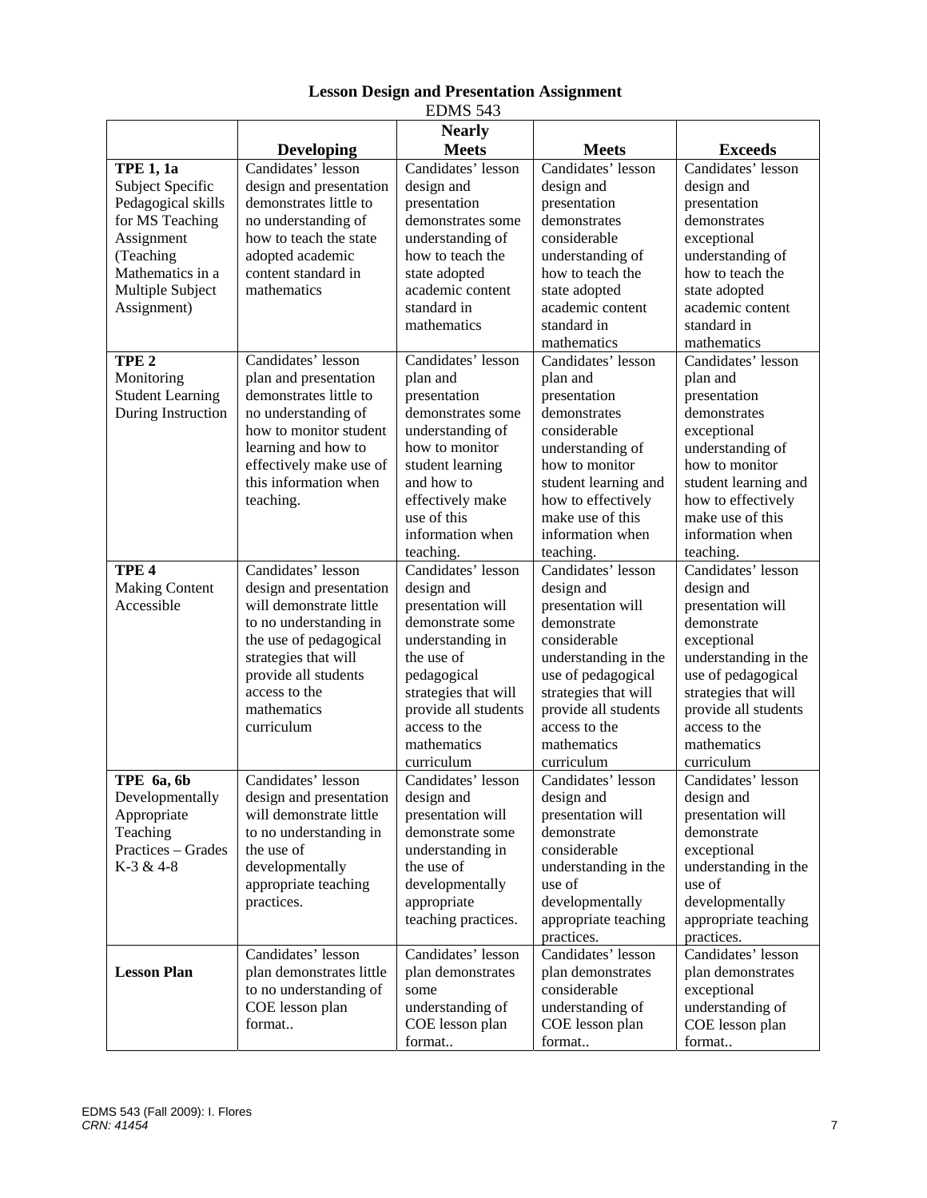**Lesson Design and Presentation Assignment**

EDMS 543

| | Developing | Nearly Meets | Meets | Exceeds |
|---|---|---|---|---|
| **TPE 1, 1a** Subject Specific Pedagogical skills for MS Teaching Assignment (Teaching Mathematics in a Multiple Subject Assignment) | Candidates' lesson design and presentation demonstrates little to no understanding of how to teach the state adopted academic content standard in mathematics | Candidates' lesson design and presentation demonstrates some understanding of how to teach the state adopted academic content standard in mathematics | Candidates' lesson design and presentation demonstrates considerable understanding of how to teach the state adopted academic content standard in mathematics | Candidates' lesson design and presentation demonstrates exceptional understanding of how to teach the state adopted academic content standard in mathematics |
| **TPE 2** Monitoring Student Learning During Instruction | Candidates' lesson plan and presentation demonstrates little to no understanding of how to monitor student learning and how to effectively make use of this information when teaching. | Candidates' lesson plan and presentation demonstrates some understanding of how to monitor student learning and how to effectively make use of this information when teaching. | Candidates' lesson plan and presentation demonstrates considerable understanding of how to monitor student learning and how to effectively make use of this information when teaching. | Candidates' lesson plan and presentation demonstrates exceptional understanding of how to monitor student learning and how to effectively make use of this information when teaching. |
| **TPE 4** Making Content Accessible | Candidates' lesson design and presentation will demonstrate little to no understanding in the use of pedagogical strategies that will provide all students access to the mathematics curriculum | Candidates' lesson design and presentation will demonstrate some understanding in the use of pedagogical strategies that will provide all students access to the mathematics curriculum | Candidates' lesson design and presentation will demonstrate considerable understanding in the use of pedagogical strategies that will provide all students access to the mathematics curriculum | Candidates' lesson design and presentation will demonstrate exceptional understanding in the use of pedagogical strategies that will provide all students access to the mathematics curriculum |
| **TPE 6a, 6b** Developmentally Appropriate Teaching Practices – Grades K-3 & 4-8 | Candidates' lesson design and presentation will demonstrate little to no understanding in the use of developmentally appropriate teaching practices. | Candidates' lesson design and presentation will demonstrate some understanding in the use of developmentally appropriate teaching practices. | Candidates' lesson design and presentation will demonstrate considerable understanding in the use of developmentally appropriate teaching practices. | Candidates' lesson design and presentation will demonstrate exceptional understanding in the use of developmentally appropriate teaching practices. |
| **Lesson Plan** | Candidates' lesson plan demonstrates little to no understanding of COE lesson plan format.. | Candidates' lesson plan demonstrates some understanding of COE lesson plan format.. | Candidates' lesson plan demonstrates considerable understanding of COE lesson plan format.. | Candidates' lesson plan demonstrates exceptional understanding of COE lesson plan format.. |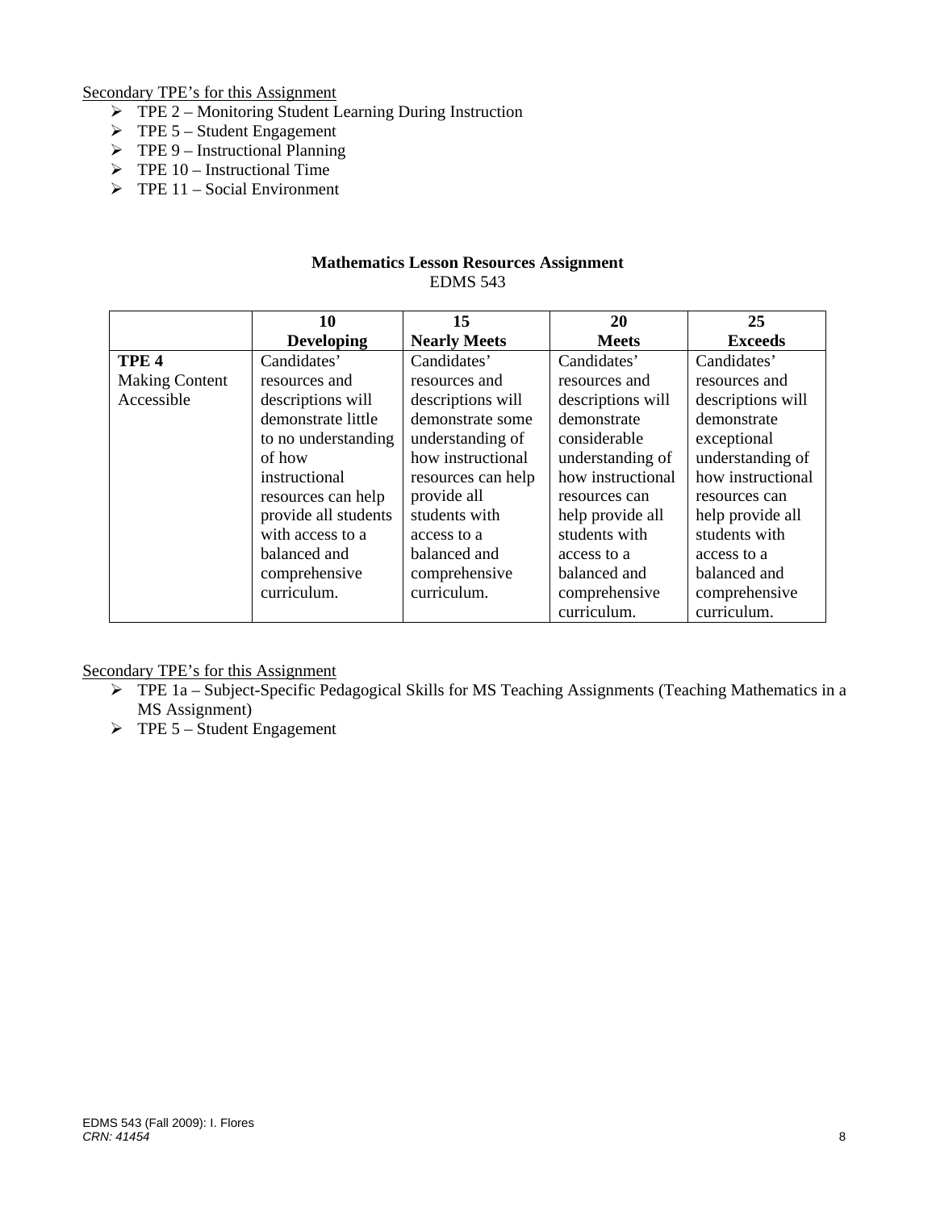<u>Secondary TPE's for this Assignment</u>

- TPE 2 – Monitoring Student Learning During Instruction
- TPE 5 – Student Engagement
- TPE 9 – Instructional Planning
- TPE 10 – Instructional Time
- TPE 11 – Social Environment

**Mathematics Lesson Resources Assignment**
EDMS 543

| | **10 Developing** | **15 Nearly Meets** | **20 Meets** | **25 Exceeds** |
|---|---|---|---|---|
| **TPE 4** Making Content Accessible | Candidates' resources and descriptions will demonstrate little to no understanding of how instructional resources can help provide all students with access to a balanced and comprehensive curriculum. | Candidates' resources and descriptions will demonstrate some understanding of how instructional resources can help provide all students with access to a balanced and comprehensive curriculum. | Candidates' resources and descriptions will demonstrate considerable understanding of how instructional resources can help provide all students with access to a balanced and comprehensive curriculum. | Candidates' resources and descriptions will demonstrate exceptional understanding of how instructional resources can help provide all students with access to a balanced and comprehensive curriculum. |

<u>Secondary TPE's for this Assignment</u>

- TPE 1a – Subject-Specific Pedagogical Skills for MS Teaching Assignments (Teaching Mathematics in a MS Assignment)
- TPE 5 – Student Engagement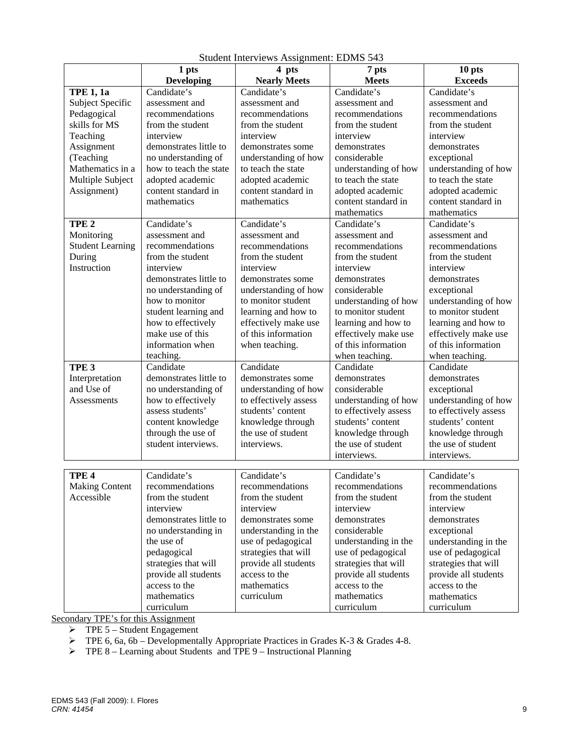Student Interviews Assignment: EDMS 543

| | 1 pts<br>**Developing** | 4 pts<br>**Nearly Meets** | 7 pts<br>**Meets** | 10 pts<br>**Exceeds** |
|---|---|---|---|---|
| **TPE 1, 1a** Subject Specific Pedagogical skills for MS Teaching Assignment (Teaching Mathematics in a Multiple Subject Assignment) | Candidate's assessment and recommendations from the student interview demonstrates little to no understanding of how to teach the state adopted academic content standard in mathematics | Candidate's assessment and recommendations from the student interview demonstrates some understanding of how to teach the state adopted academic content standard in mathematics | Candidate's assessment and recommendations from the student interview demonstrates considerable understanding of how to teach the state adopted academic content standard in mathematics | Candidate's assessment and recommendations from the student interview demonstrates exceptional understanding of how to teach the state adopted academic content standard in mathematics |
| **TPE 2** Monitoring Student Learning During Instruction | Candidate's assessment and recommendations from the student interview demonstrates little to no understanding of how to monitor student learning and how to effectively make use of this information when teaching. | Candidate's assessment and recommendations from the student interview demonstrates some understanding of how to monitor student learning and how to effectively make use of this information when teaching. | Candidate's assessment and recommendations from the student interview demonstrates considerable understanding of how to monitor student learning and how to effectively make use of this information when teaching. | Candidate's assessment and recommendations from the student interview demonstrates exceptional understanding of how to monitor student learning and how to effectively make use of this information when teaching. |
| **TPE 3** Interpretation and Use of Assessments | Candidate demonstrates little to no understanding of how to effectively assess students' content knowledge through the use of student interviews. | Candidate demonstrates some understanding of how to effectively assess students' content knowledge through the use of student interviews. | Candidate demonstrates considerable understanding of how to effectively assess students' content knowledge through the use of student interviews. | Candidate demonstrates exceptional understanding of how to effectively assess students' content knowledge through the use of student interviews. |
| **TPE 4** Making Content Accessible | Candidate's recommendations from the student interview demonstrates little to no understanding in the use of pedagogical strategies that will provide all students access to the mathematics curriculum | Candidate's recommendations from the student interview demonstrates some understanding in the use of pedagogical strategies that will provide all students access to the mathematics curriculum | Candidate's recommendations from the student interview demonstrates considerable understanding in the use of pedagogical strategies that will provide all students access to the mathematics curriculum | Candidate's recommendations from the student interview demonstrates exceptional understanding in the use of pedagogical strategies that will provide all students access to the mathematics curriculum |

Secondary TPE's for this Assignment

- TPE 5 – Student Engagement
- TPE 6, 6a, 6b – Developmentally Appropriate Practices in Grades K-3 & Grades 4-8.
- TPE 8 – Learning about Students and TPE 9 – Instructional Planning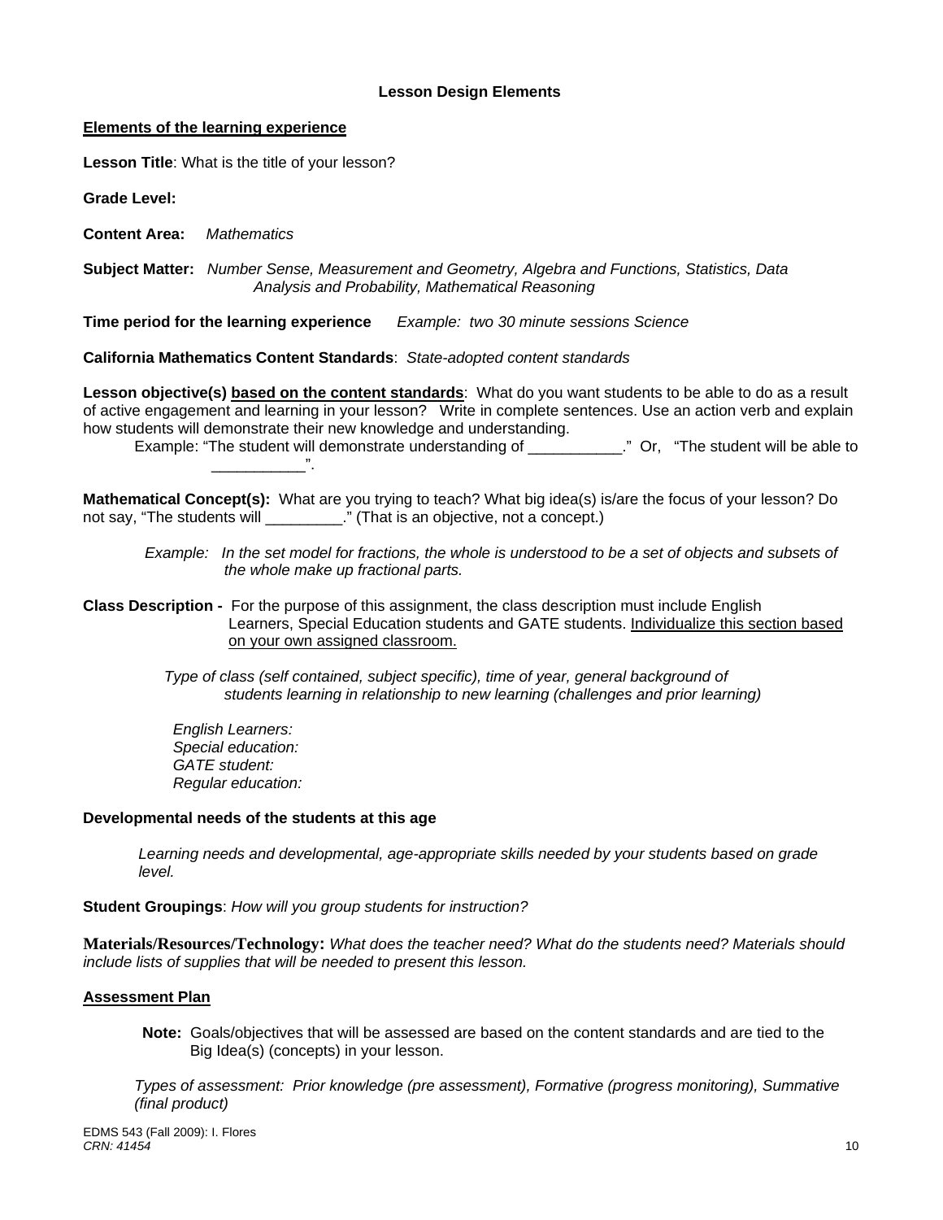### Lesson Design Elements

**Elements of the learning experience**

**Lesson Title**: What is the title of your lesson?

**Grade Level:**

**Content Area:** *Mathematics*

**Subject Matter:** *Number Sense, Measurement and Geometry, Algebra and Functions, Statistics, Data Analysis and Probability, Mathematical Reasoning*

**Time period for the learning experience** *Example: two 30 minute sessions Science*

**California Mathematics Content Standards**: *State-adopted content standards*

**Lesson objective(s) based on the content standards**: What do you want students to be able to do as a result of active engagement and learning in your lesson? Write in complete sentences. Use an action verb and explain how students will demonstrate their new knowledge and understanding.

Example: "The student will demonstrate understanding of ___________." Or, "The student will be able to ___________".

**Mathematical Concept(s):** What are you trying to teach? What big idea(s) is/are the focus of your lesson? Do not say, "The students will _________." (That is an objective, not a concept.)

*Example: In the set model for fractions, the whole is understood to be a set of objects and subsets of the whole make up fractional parts.*

**Class Description -** For the purpose of this assignment, the class description must include English Learners, Special Education students and GATE students. Individualize this section based on your own assigned classroom.

*Type of class (self contained, subject specific), time of year, general background of students learning in relationship to new learning (challenges and prior learning)*

*English Learners:*
*Special education:*
*GATE student:*
*Regular education:*

**Developmental needs of the students at this age**

*Learning needs and developmental, age-appropriate skills needed by your students based on grade level.*

**Student Groupings**: *How will you group students for instruction?*

**Materials/Resources/Technology:** *What does the teacher need? What do the students need? Materials should include lists of supplies that will be needed to present this lesson.*

**Assessment Plan**

**Note:** Goals/objectives that will be assessed are based on the content standards and are tied to the Big Idea(s) (concepts) in your lesson.

*Types of assessment: Prior knowledge (pre assessment), Formative (progress monitoring), Summative (final product)*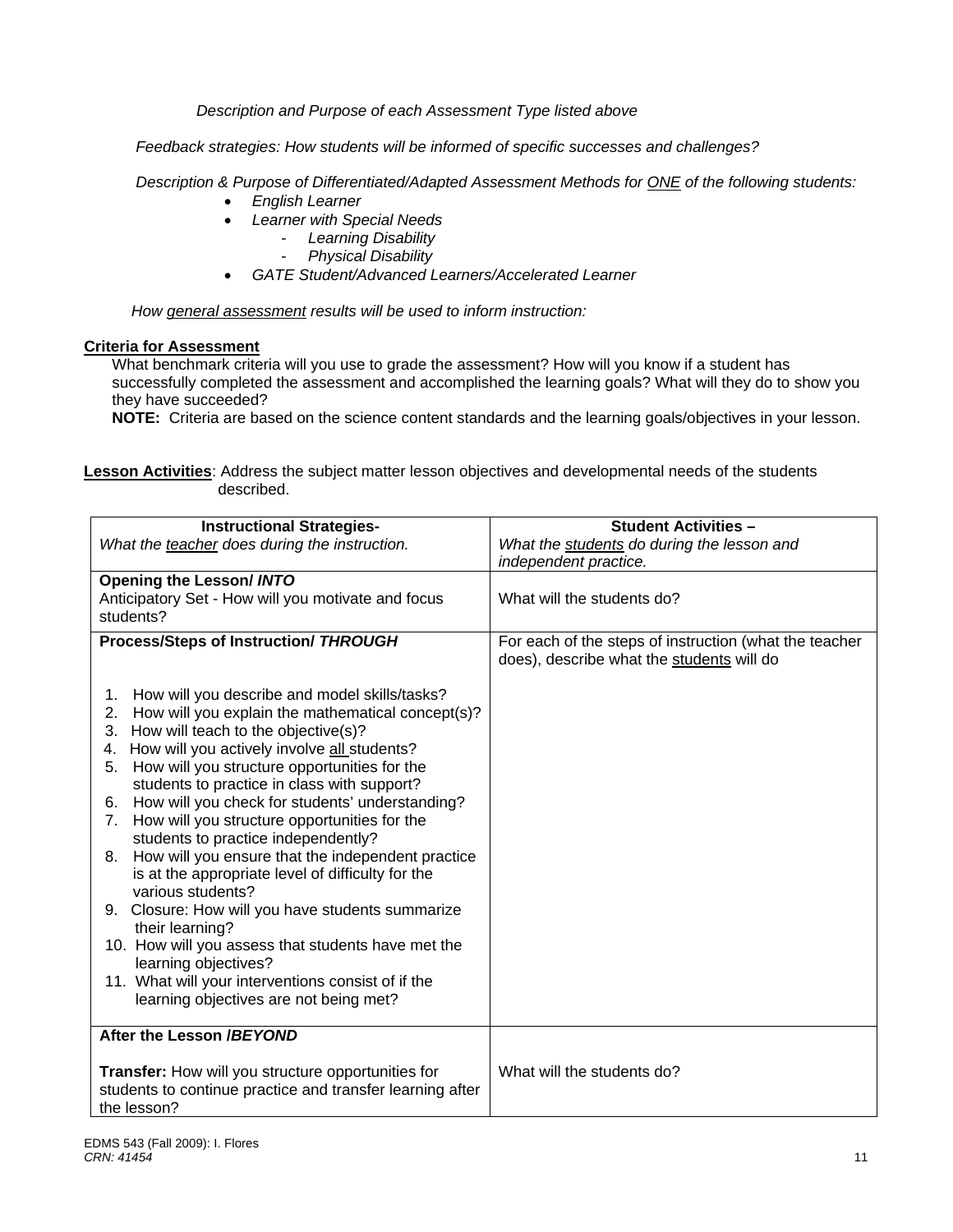*Description and Purpose of each Assessment Type listed above*

*Feedback strategies: How students will be informed of specific successes and challenges?*

*Description & Purpose of Differentiated/Adapted Assessment Methods for ONE of the following students:*

- *English Learner*
- *Learner with Special Needs*
  - *Learning Disability*
  - *Physical Disability*
- *GATE Student/Advanced Learners/Accelerated Learner*

*How general assessment results will be used to inform instruction:*

**Criteria for Assessment**

What benchmark criteria will you use to grade the assessment? How will you know if a student has successfully completed the assessment and accomplished the learning goals? What will they do to show you they have succeeded?

**NOTE:** Criteria are based on the science content standards and the learning goals/objectives in your lesson.

**Lesson Activities**: Address the subject matter lesson objectives and developmental needs of the students described.

| **Instructional Strategies-**<br>*What the teacher does during the instruction.* | **Student Activities –**<br>*What the students do during the lesson and independent practice.* |
|---|---|
| **Opening the Lesson/ *INTO***<br>Anticipatory Set - How will you motivate and focus students? | What will the students do? |
| **Process/Steps of Instruction/ *THROUGH***<br><br>1. How will you describe and model skills/tasks?<br>2. How will you explain the mathematical concept(s)?<br>3. How will teach to the objective(s)?<br>4. How will you actively involve all students?<br>5. How will you structure opportunities for the students to practice in class with support?<br>6. How will you check for students' understanding?<br>7. How will you structure opportunities for the students to practice independently?<br>8. How will you ensure that the independent practice is at the appropriate level of difficulty for the various students?<br>9. Closure: How will you have students summarize their learning?<br>10. How will you assess that students have met the learning objectives?<br>11. What will your interventions consist of if the learning objectives are not being met? | For each of the steps of instruction (what the teacher does), describe what the students will do |
| **After the Lesson /*BEYOND***<br><br>**Transfer:** How will you structure opportunities for students to continue practice and transfer learning after the lesson? | What will the students do? |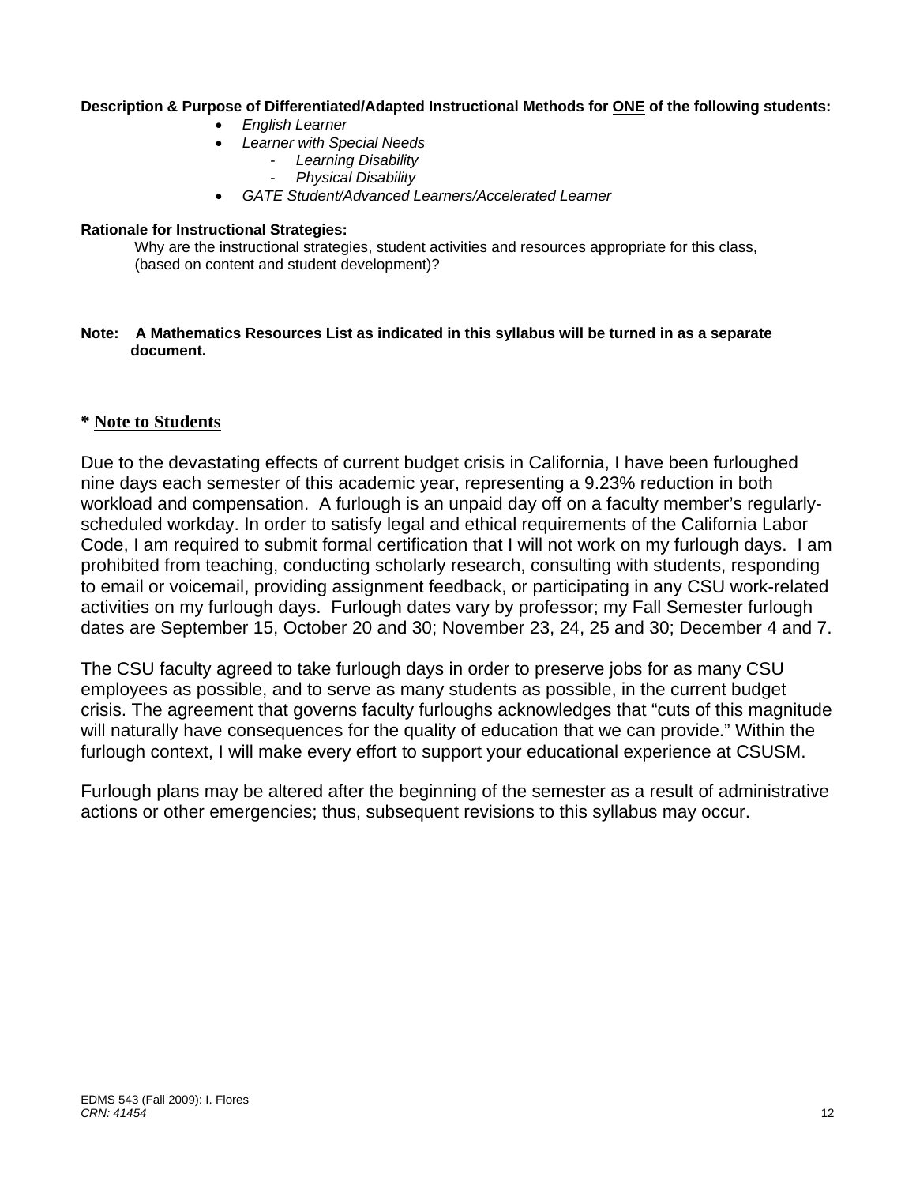**Description & Purpose of Differentiated/Adapted Instructional Methods for ONE of the following students:**

- *English Learner*
- *Learner with Special Needs*
  - *Learning Disability*
  - *Physical Disability*
- *GATE Student/Advanced Learners/Accelerated Learner*

**Rationale for Instructional Strategies:**

Why are the instructional strategies, student activities and resources appropriate for this class, (based on content and student development)?

**Note: A Mathematics Resources List as indicated in this syllabus will be turned in as a separate document.**

## * Note to Students

Due to the devastating effects of current budget crisis in California, I have been furloughed nine days each semester of this academic year, representing a 9.23% reduction in both workload and compensation. A furlough is an unpaid day off on a faculty member's regularly-scheduled workday. In order to satisfy legal and ethical requirements of the California Labor Code, I am required to submit formal certification that I will not work on my furlough days. I am prohibited from teaching, conducting scholarly research, consulting with students, responding to email or voicemail, providing assignment feedback, or participating in any CSU work-related activities on my furlough days. Furlough dates vary by professor; my Fall Semester furlough dates are September 15, October 20 and 30; November 23, 24, 25 and 30; December 4 and 7.

The CSU faculty agreed to take furlough days in order to preserve jobs for as many CSU employees as possible, and to serve as many students as possible, in the current budget crisis. The agreement that governs faculty furloughs acknowledges that "cuts of this magnitude will naturally have consequences for the quality of education that we can provide." Within the furlough context, I will make every effort to support your educational experience at CSUSM.

Furlough plans may be altered after the beginning of the semester as a result of administrative actions or other emergencies; thus, subsequent revisions to this syllabus may occur.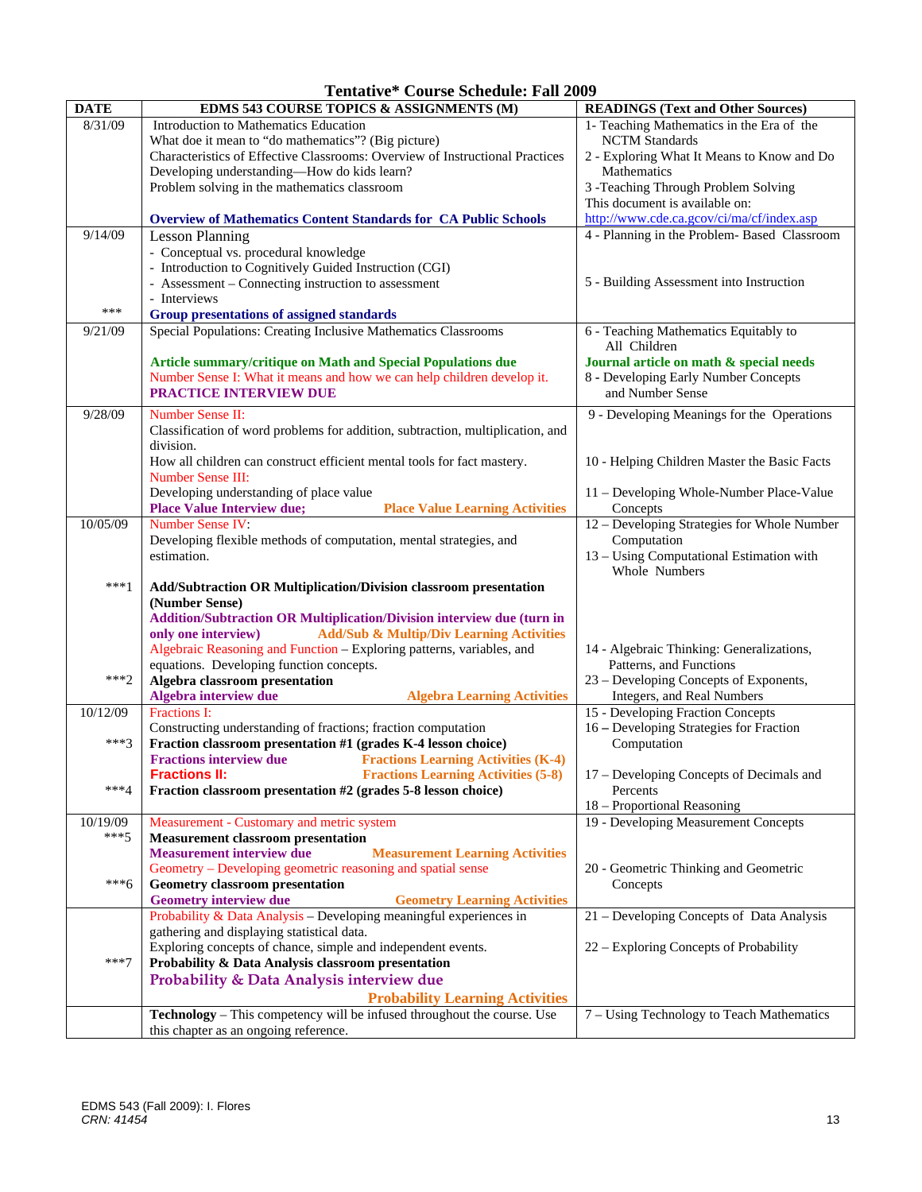# Tentative* Course Schedule: Fall 2009

| DATE | EDMS 543 COURSE TOPICS & ASSIGNMENTS (M) | READINGS (Text and Other Sources) |
|---|---|---|
| 8/31/09 | Introduction to Mathematics Education<br>What doe it mean to "do mathematics"? (Big picture)<br>Characteristics of Effective Classrooms: Overview of Instructional Practices<br>Developing understanding—How do kids learn?<br>Problem solving in the mathematics classroom<br><br>**Overview of Mathematics Content Standards for CA Public Schools** | 1- Teaching Mathematics in the Era of the NCTM Standards<br>2 - Exploring What It Means to Know and Do Mathematics<br>3 -Teaching Through Problem Solving<br>This document is available on: http://www.cde.ca.gcov/ci/ma/cf/index.asp |
| 9/14/09<br><br><br><br><br>*** | Lesson Planning<br>- Conceptual vs. procedural knowledge<br>- Introduction to Cognitively Guided Instruction (CGI)<br>- Assessment – Connecting instruction to assessment<br>- Interviews<br>**Group presentations of assigned standards** | 4 - Planning in the Problem- Based Classroom<br><br><br>5 - Building Assessment into Instruction |
| 9/21/09 | Special Populations: Creating Inclusive Mathematics Classrooms<br><br>**Article summary/critique on Math and Special Populations due**<br>Number Sense I: What it means and how we can help children develop it.<br>**PRACTICE INTERVIEW DUE** | 6 - Teaching Mathematics Equitably to All Children<br>**Journal article on math & special needs**<br>8 - Developing Early Number Concepts and Number Sense |
| 9/28/09 | Number Sense II:<br>Classification of word problems for addition, subtraction, multiplication, and division.<br>How all children can construct efficient mental tools for fact mastery.<br>Number Sense III:<br>Developing understanding of place value<br>**Place Value Interview due;** **Place Value Learning Activities** | 9 - Developing Meanings for the Operations<br><br><br>10 - Helping Children Master the Basic Facts<br><br>11 – Developing Whole-Number Place-Value Concepts |
| 10/05/09<br><br><br><br>***1<br><br><br><br><br><br><br>***2 | Number Sense IV:<br>Developing flexible methods of computation, mental strategies, and estimation.<br><br>**Add/Subtraction OR Multiplication/Division classroom presentation (Number Sense)**<br>**Addition/Subtraction OR Multiplication/Division interview due (turn in only one interview)** **Add/Sub & Multip/Div Learning Activities**<br>Algebraic Reasoning and Function – Exploring patterns, variables, and equations. Developing function concepts.<br>**Algebra classroom presentation**<br>**Algebra interview due** **Algebra Learning Activities** | 12 – Developing Strategies for Whole Number Computation<br>13 – Using Computational Estimation with Whole Numbers<br><br><br><br><br>14 - Algebraic Thinking: Generalizations, Patterns, and Functions<br>23 – Developing Concepts of Exponents, Integers, and Real Numbers |
| 10/12/09<br><br>***3<br><br><br>***4 | Fractions I:<br>Constructing understanding of fractions; fraction computation<br>**Fraction classroom presentation #1 (grades K-4 lesson choice)**<br>**Fractions interview due** **Fractions Learning Activities (K-4)**<br>**Fractions II:** **Fractions Learning Activities (5-8)**<br>**Fraction classroom presentation #2 (grades 5-8 lesson choice)** | 15 - Developing Fraction Concepts<br>16 – Developing Strategies for Fraction Computation<br><br>17 – Developing Concepts of Decimals and Percents<br>18 – Proportional Reasoning |
| 10/19/09<br>***5<br><br><br>***6 | Measurement - Customary and metric system<br>**Measurement classroom presentation**<br>**Measurement interview due** **Measurement Learning Activities**<br>Geometry – Developing geometric reasoning and spatial sense<br>**Geometry classroom presentation**<br>**Geometry interview due** **Geometry Learning Activities** | 19 - Developing Measurement Concepts<br><br><br>20 - Geometric Thinking and Geometric Concepts |
| <br><br><br>***7 | Probability & Data Analysis – Developing meaningful experiences in gathering and displaying statistical data.<br>Exploring concepts of chance, simple and independent events.<br>**Probability & Data Analysis classroom presentation**<br>**Probability & Data Analysis interview due**<br>**Probability Learning Activities** | 21 – Developing Concepts of Data Analysis<br><br>22 – Exploring Concepts of Probability |
| | **Technology** – This competency will be infused throughout the course. Use this chapter as an ongoing reference. | 7 – Using Technology to Teach Mathematics |

EDMS 543 (Fall 2009): I. Flores
*CRN: 41454*